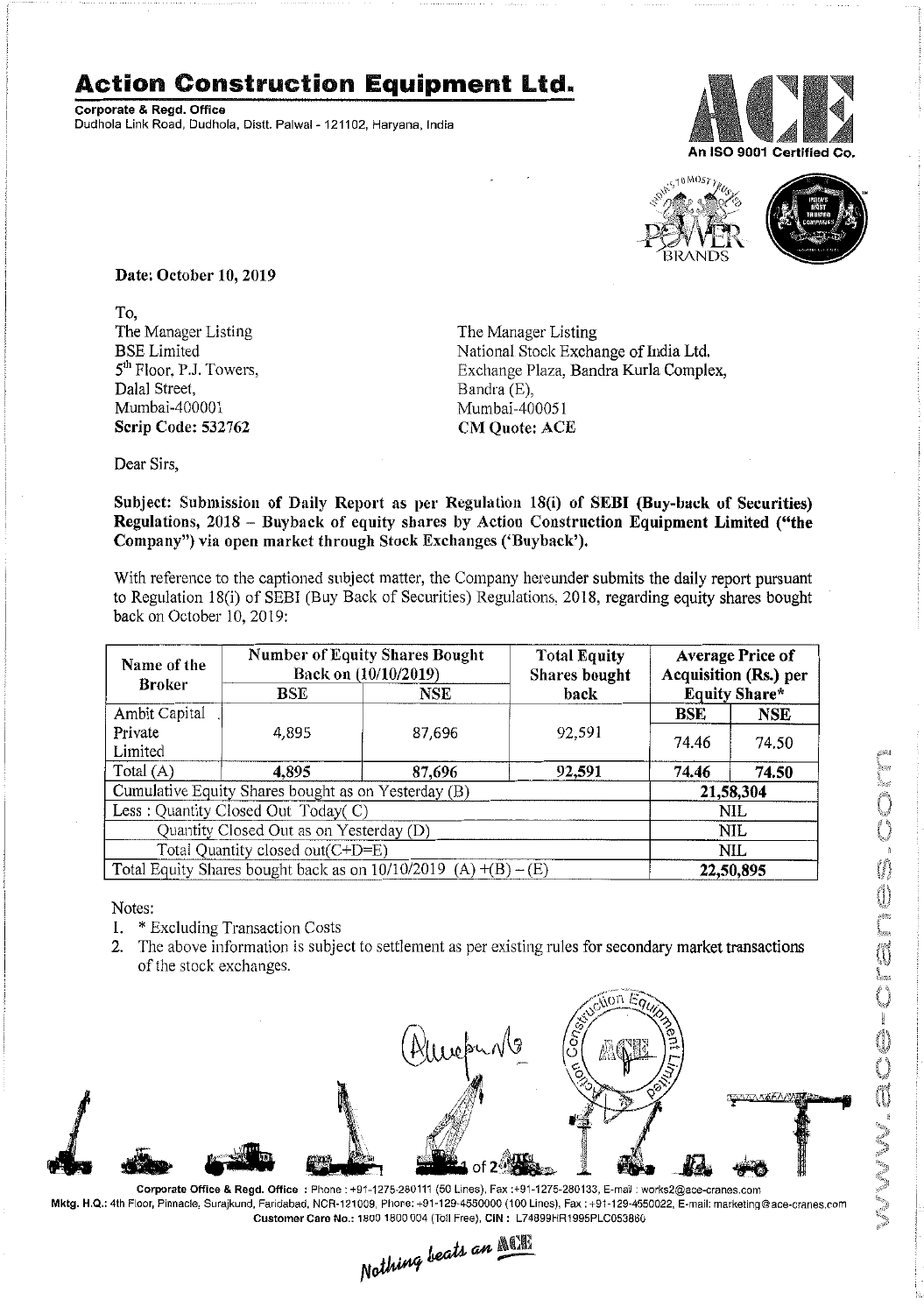# Action Construction Equipment Ltd.

**Corporate & Regd. Office**
Dudhola Link Road, Dudhola, Distt. Palwal - 121102, Haryana, India

An ISO 9001 Certified Co.

**Date: October 10, 2019**

To,

The Manager Listing
BSE Limited
5th Floor, P.J. Towers,
Dalal Street,
Mumbai-400001
**Scrip Code: 532762**

The Manager Listing
National Stock Exchange of India Ltd.
Exchange Plaza, Bandra Kurla Complex,
Bandra (E),
Mumbai-400051
**CM Quote: ACE**

Dear Sirs,

**Subject: Submission of Daily Report as per Regulation 18(i) of SEBI (Buy-back of Securities) Regulations, 2018 – Buyback of equity shares by Action Construction Equipment Limited ("the Company") via open market through Stock Exchanges ('Buyback').**

With reference to the captioned subject matter, the Company hereunder submits the daily report pursuant to Regulation 18(i) of SEBI (Buy Back of Securities) Regulations, 2018, regarding equity shares bought back on October 10, 2019:

| Name of the Broker | Number of Equity Shares Bought Back on (10/10/2019) | | Total Equity Shares bought back | Average Price of Acquisition (Rs.) per Equity Share* | |
|---|---|---|---|---|---|
| | **BSE** | **NSE** | | **BSE** | **NSE** |
| Ambit Capital Private Limited | 4,895 | 87,696 | 92,591 | 74.46 | 74.50 |
| Total (A) | **4,895** | **87,696** | **92,591** | **74.46** | **74.50** |
| Cumulative Equity Shares bought as on Yesterday (B) | | | | **21,58,304** | |
| Less : Quantity Closed Out Today( C) | | | | NIL | |
| Quantity Closed Out as on Yesterday (D) | | | | NIL | |
| Total Quantity closed out(C+D=E) | | | | NIL | |
| Total Equity Shares bought back as on 10/10/2019 (A) +(B) – (E) | | | | **22,50,895** | |

Notes:

1. * Excluding Transaction Costs
2. The above information is subject to settlement as per existing rules for secondary market transactions of the stock exchanges.

**Corporate Office & Regd. Office** : Phone : +91-1275-280111 (50 Lines), Fax :+91-1275-280133, E-mail : works2@ace-cranes.com
**Mktg. H.Q.:** 4th Floor, Pinnacle, Surajkund, Faridabad, NCR-121009, Phone: +91-129-4550000 (100 Lines), Fax : +91-129-4550022, E-mail: marketing@ace-cranes.com
**Customer Care No.:** 1800 1800 004 (Toll Free), **CIN :** L74899HR1995PLC053860

*Nothing beats an ACE*

www.ace-cranes.com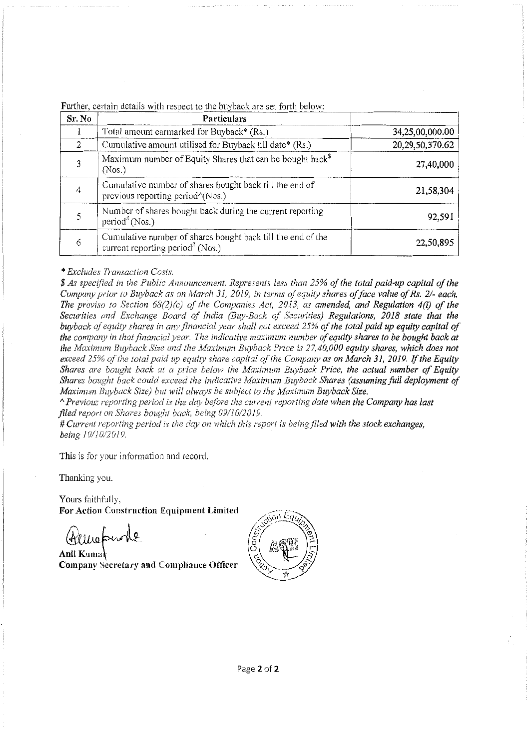Further, certain details with respect to the buyback are set forth below:

| Sr. No | Particulars | |
|---|---|---|
| 1 | Total amount earmarked for Buyback* (Rs.) | 34,25,00,000.00 |
| 2 | Cumulative amount utilised for Buyback till date* (Rs.) | 20,29,50,370.62 |
| 3 | Maximum number of Equity Shares that can be bought back$ (Nos.) | 27,40,000 |
| 4 | Cumulative number of shares bought back till the end of previous reporting period^(Nos.) | 21,58,304 |
| 5 | Number of shares bought back during the current reporting period# (Nos.) | 92,591 |
| 6 | Cumulative number of shares bought back till the end of the current reporting period# (Nos.) | 22,50,895 |

*\* Excludes Transaction Costs.*

*$ As specified in the Public Announcement. Represents less than 25% of the total paid-up capital of the Company prior to Buyback as on March 31, 2019, in terms of equity shares of face value of Rs. 2/- each. The proviso to Section 68(2)(c) of the Companies Act, 2013, as amended, and Regulation 4(i) of the Securities and Exchange Board of India (Buy-Back of Securities) Regulations, 2018 state that the buyback of equity shares in any financial year shall not exceed 25% of the total paid up equity capital of the company in that financial year. The indicative maximum number of equity shares to be bought back at the Maximum Buyback Size and the Maximum Buyback Price is 27,40,000 equity shares, which does not exceed 25% of the total paid up equity share capital of the Company as on March 31, 2019. If the Equity Shares are bought back at a price below the Maximum Buyback Price, the actual number of Equity Shares bought back could exceed the indicative Maximum Buyback Shares (assuming full deployment of Maximum Buyback Size) but will always be subject to the Maximum Buyback Size.*

*^ Previous reporting period is the day before the current reporting date when the Company has last filed report on Shares bought back, being 09/10/2019.*

*# Current reporting period is the day on which this report is being filed with the stock exchanges, being 10/10/2019.*

This is for your information and record.

Thanking you.

Yours faithfully,
**For Action Construction Equipment Limited**

**Anil Kumar**
**Company Secretary and Compliance Officer**